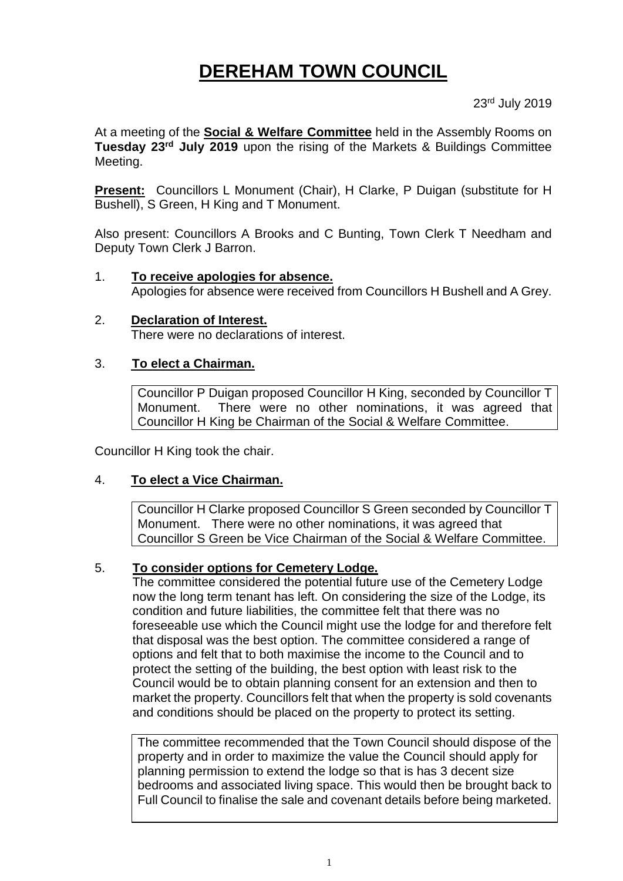# DEREHAM TOWN COUNCIL

23rd July 2019

At a meeting of the **Social & Welfare Committee** held in the Assembly Rooms on **Tuesday 23rd July 2019** upon the rising of the Markets & Buildings Committee Meeting.

**Present:** Councillors L Monument (Chair), H Clarke, P Duigan (substitute for H Bushell), S Green, H King and T Monument.

Also present: Councillors A Brooks and C Bunting, Town Clerk T Needham and Deputy Town Clerk J Barron.

1. **To receive apologies for absence.**
   Apologies for absence were received from Councillors H Bushell and A Grey.

2. **Declaration of Interest.**
   There were no declarations of interest.

3. **To elect a Chairman.**

   Councillor P Duigan proposed Councillor H King, seconded by Councillor T Monument. There were no other nominations, it was agreed that Councillor H King be Chairman of the Social & Welfare Committee.

Councillor H King took the chair.

4. **To elect a Vice Chairman.**

   Councillor H Clarke proposed Councillor S Green seconded by Councillor T Monument. There were no other nominations, it was agreed that Councillor S Green be Vice Chairman of the Social & Welfare Committee.

5. **To consider options for Cemetery Lodge.**
   The committee considered the potential future use of the Cemetery Lodge now the long term tenant has left. On considering the size of the Lodge, its condition and future liabilities, the committee felt that there was no foreseeable use which the Council might use the lodge for and therefore felt that disposal was the best option. The committee considered a range of options and felt that to both maximise the income to the Council and to protect the setting of the building, the best option with least risk to the Council would be to obtain planning consent for an extension and then to market the property. Councillors felt that when the property is sold covenants and conditions should be placed on the property to protect its setting.

   The committee recommended that the Town Council should dispose of the property and in order to maximize the value the Council should apply for planning permission to extend the lodge so that is has 3 decent size bedrooms and associated living space. This would then be brought back to Full Council to finalise the sale and covenant details before being marketed.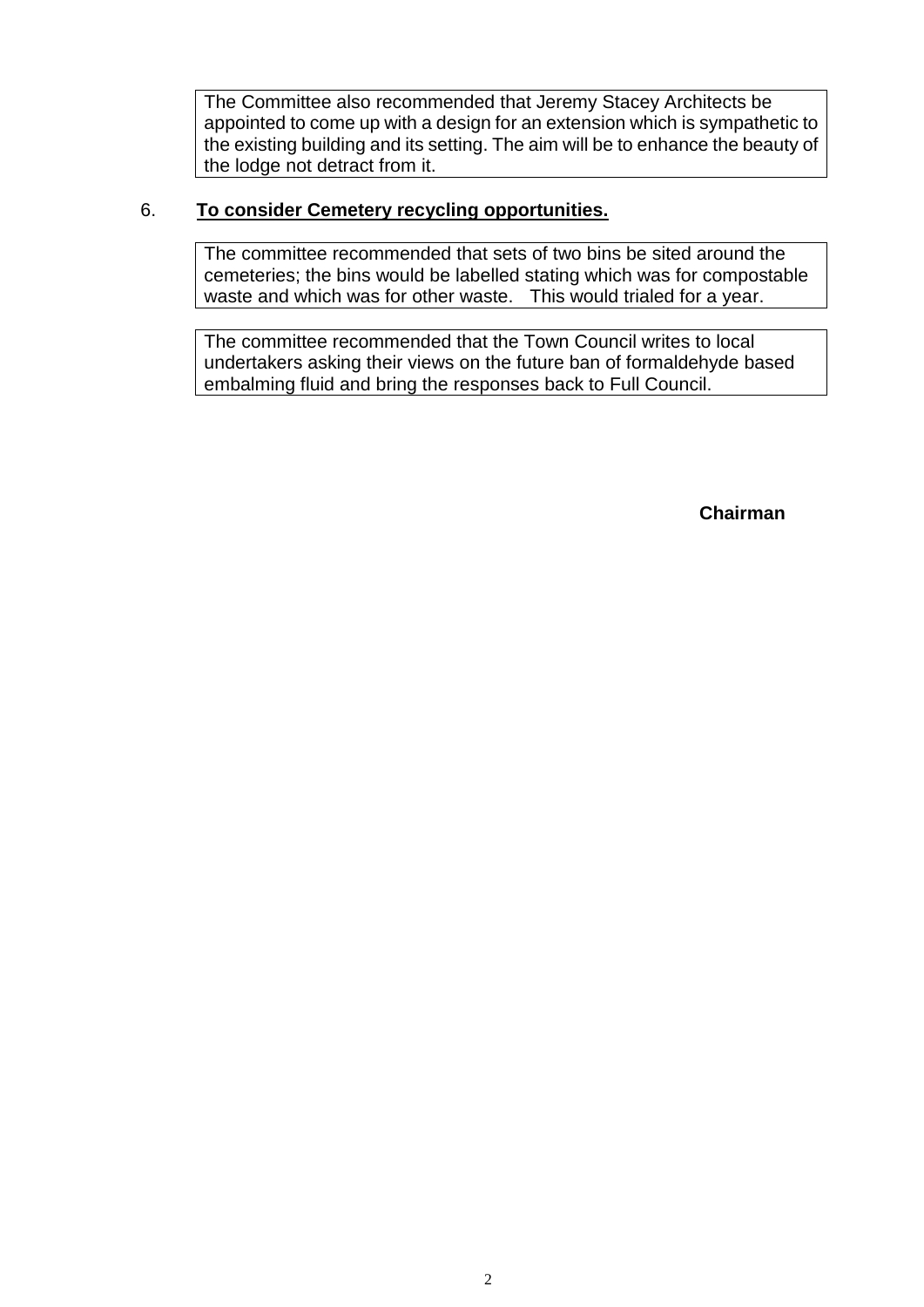The Committee also recommended that Jeremy Stacey Architects be appointed to come up with a design for an extension which is sympathetic to the existing building and its setting. The aim will be to enhance the beauty of the lodge not detract from it.

6. **To consider Cemetery recycling opportunities.**

The committee recommended that sets of two bins be sited around the cemeteries; the bins would be labelled stating which was for compostable waste and which was for other waste.   This would trialed for a year.

The committee recommended that the Town Council writes to local undertakers asking their views on the future ban of formaldehyde based embalming fluid and bring the responses back to Full Council.

**Chairman**